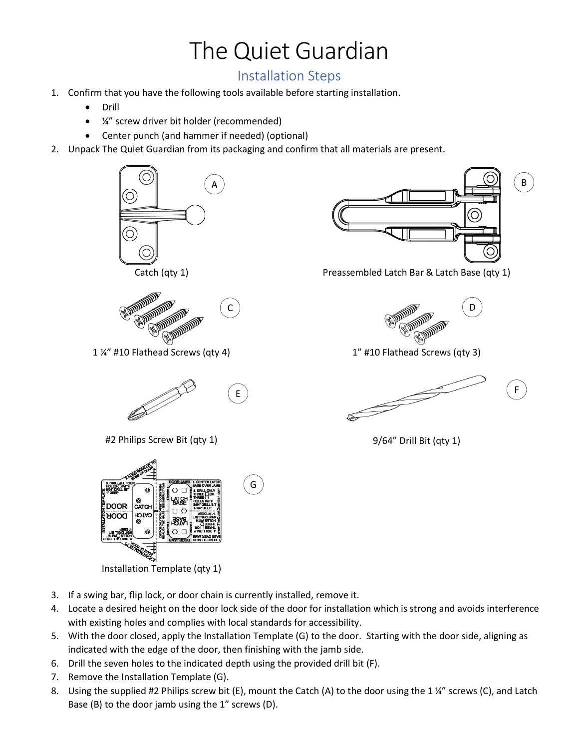# The Quiet Guardian

## Installation Steps

1. Confirm that you have the following tools available before starting installation.
   - Drill
   - ¼" screw driver bit holder (recommended)
   - Center punch (and hammer if needed) (optional)
2. Unpack The Quiet Guardian from its packaging and confirm that all materials are present.

A

Catch (qty 1)

B

Preassembled Latch Bar & Latch Base (qty 1)

C

1 ¼" #10 Flathead Screws (qty 4)

D

1" #10 Flathead Screws (qty 3)

E

#2 Philips Screw Bit (qty 1)

F

9/64" Drill Bit (qty 1)

G

Installation Template (qty 1)

3. If a swing bar, flip lock, or door chain is currently installed, remove it.
4. Locate a desired height on the door lock side of the door for installation which is strong and avoids interference with existing holes and complies with local standards for accessibility.
5. With the door closed, apply the Installation Template (G) to the door. Starting with the door side, aligning as indicated with the edge of the door, then finishing with the jamb side.
6. Drill the seven holes to the indicated depth using the provided drill bit (F).
7. Remove the Installation Template (G).
8. Using the supplied #2 Philips screw bit (E), mount the Catch (A) to the door using the 1 ¼" screws (C), and Latch Base (B) to the door jamb using the 1" screws (D).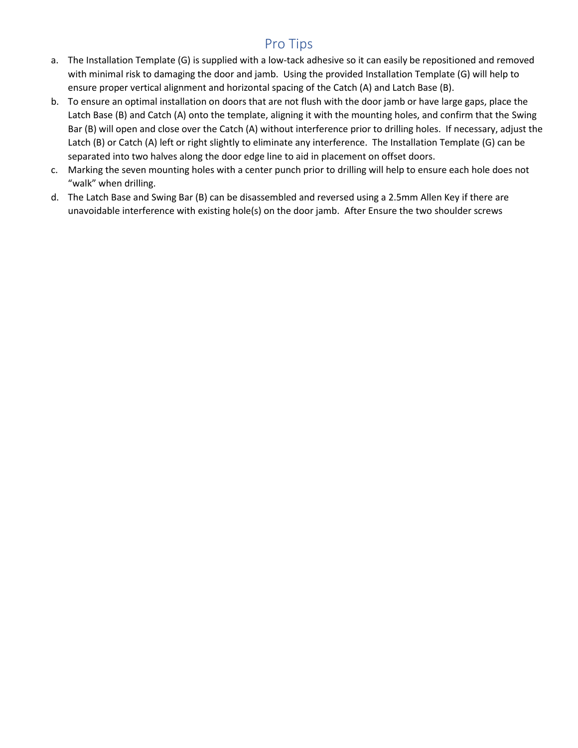# Pro Tips

a. The Installation Template (G) is supplied with a low-tack adhesive so it can easily be repositioned and removed with minimal risk to damaging the door and jamb. Using the provided Installation Template (G) will help to ensure proper vertical alignment and horizontal spacing of the Catch (A) and Latch Base (B).

b. To ensure an optimal installation on doors that are not flush with the door jamb or have large gaps, place the Latch Base (B) and Catch (A) onto the template, aligning it with the mounting holes, and confirm that the Swing Bar (B) will open and close over the Catch (A) without interference prior to drilling holes. If necessary, adjust the Latch (B) or Catch (A) left or right slightly to eliminate any interference. The Installation Template (G) can be separated into two halves along the door edge line to aid in placement on offset doors.

c. Marking the seven mounting holes with a center punch prior to drilling will help to ensure each hole does not "walk" when drilling.

d. The Latch Base and Swing Bar (B) can be disassembled and reversed using a 2.5mm Allen Key if there are unavoidable interference with existing hole(s) on the door jamb. After Ensure the two shoulder screws